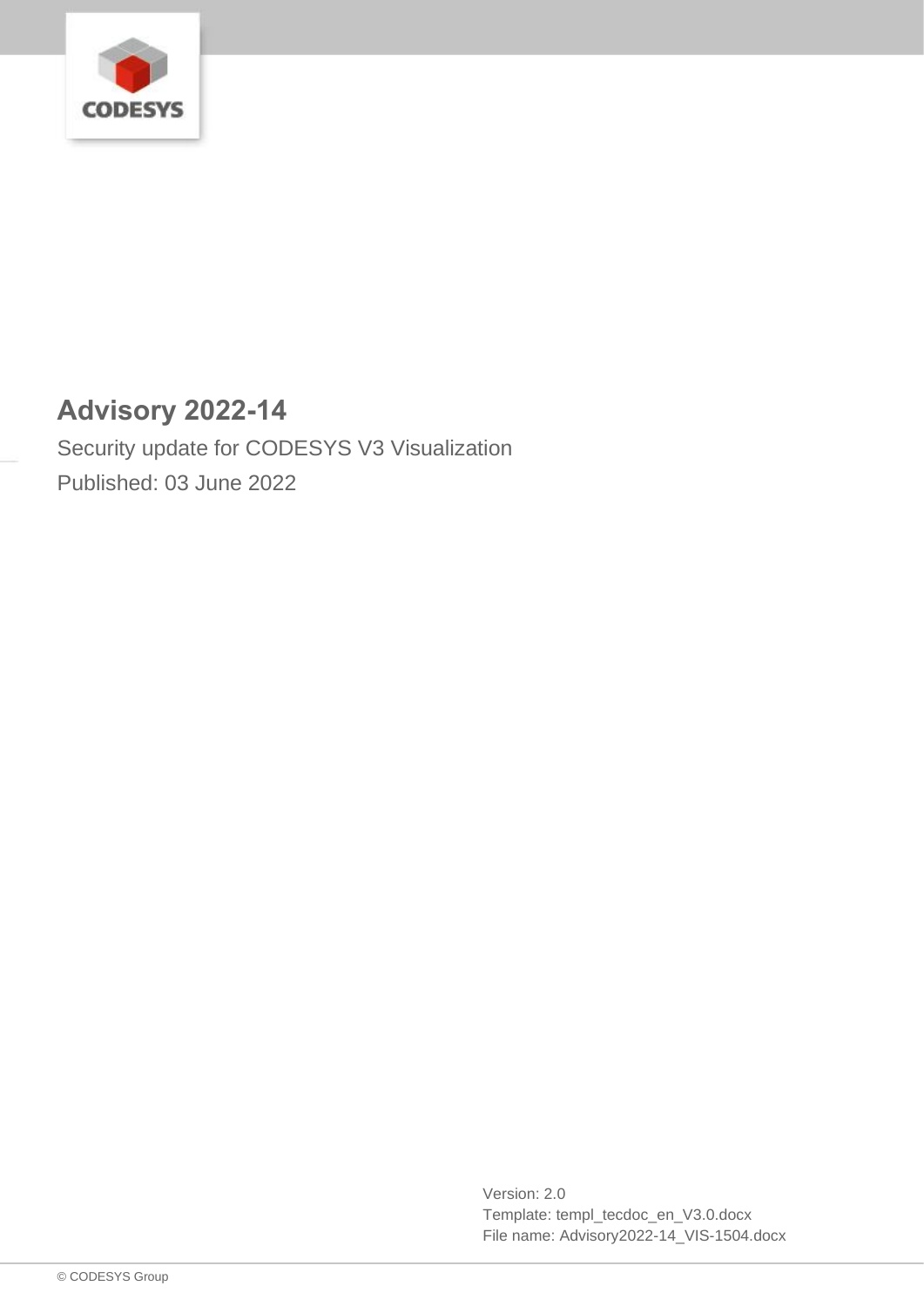# Advisory 2022-14

Security update for CODESYS V3 Visualization

Published: 03 June 2022

Version: 2.0
Template: templ_tecdoc_en_V3.0.docx
File name: Advisory2022-14_VIS-1504.docx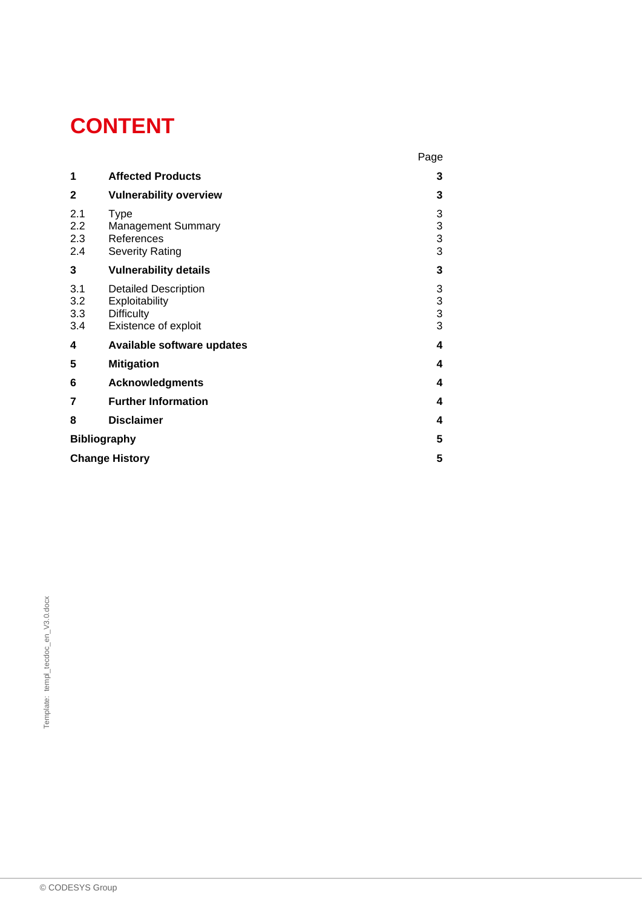# CONTENT

| | | Page |
|---|---|---|
| **1** | **Affected Products** | **3** |
| **2** | **Vulnerability overview** | **3** |
| 2.1 | Type | 3 |
| 2.2 | Management Summary | 3 |
| 2.3 | References | 3 |
| 2.4 | Severity Rating | 3 |
| **3** | **Vulnerability details** | **3** |
| 3.1 | Detailed Description | 3 |
| 3.2 | Exploitability | 3 |
| 3.3 | Difficulty | 3 |
| 3.4 | Existence of exploit | 3 |
| **4** | **Available software updates** | **4** |
| **5** | **Mitigation** | **4** |
| **6** | **Acknowledgments** | **4** |
| **7** | **Further Information** | **4** |
| **8** | **Disclaimer** | **4** |
| **Bibliography** | | **5** |
| **Change History** | | **5** |

Template: templ_tecdoc_en_V3.0.docx

© CODESYS Group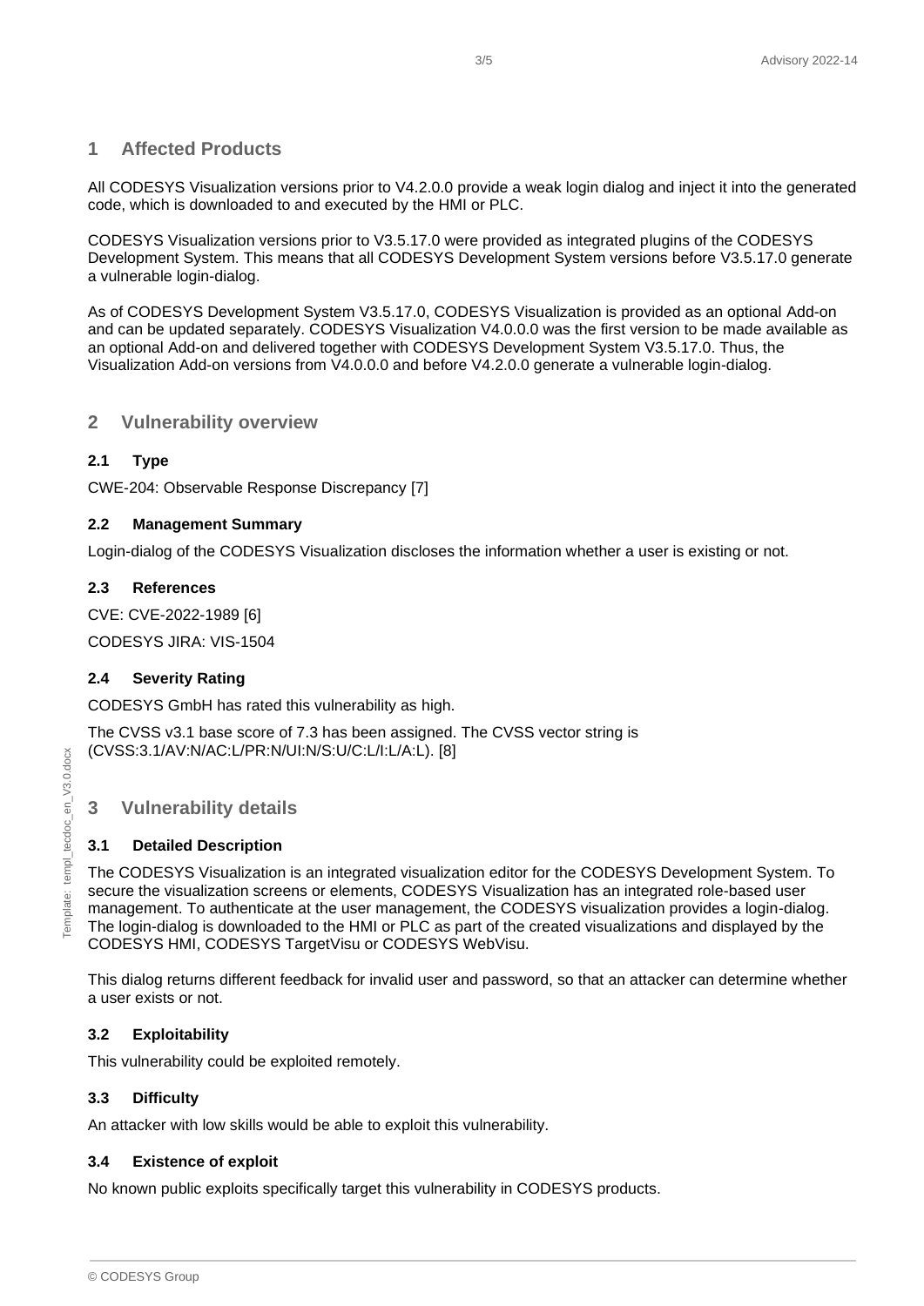# 1 Affected Products

All CODESYS Visualization versions prior to V4.2.0.0 provide a weak login dialog and inject it into the generated code, which is downloaded to and executed by the HMI or PLC.

CODESYS Visualization versions prior to V3.5.17.0 were provided as integrated plugins of the CODESYS Development System. This means that all CODESYS Development System versions before V3.5.17.0 generate a vulnerable login-dialog.

As of CODESYS Development System V3.5.17.0, CODESYS Visualization is provided as an optional Add-on and can be updated separately. CODESYS Visualization V4.0.0.0 was the first version to be made available as an optional Add-on and delivered together with CODESYS Development System V3.5.17.0. Thus, the Visualization Add-on versions from V4.0.0.0 and before V4.2.0.0 generate a vulnerable login-dialog.

# 2 Vulnerability overview

## 2.1 Type

CWE-204: Observable Response Discrepancy [7]

## 2.2 Management Summary

Login-dialog of the CODESYS Visualization discloses the information whether a user is existing or not.

## 2.3 References

CVE: CVE-2022-1989 [6]

CODESYS JIRA: VIS-1504

## 2.4 Severity Rating

CODESYS GmbH has rated this vulnerability as high.

The CVSS v3.1 base score of 7.3 has been assigned. The CVSS vector string is (CVSS:3.1/AV:N/AC:L/PR:N/UI:N/S:U/C:L/I:L/A:L). [8]

# 3 Vulnerability details

## 3.1 Detailed Description

The CODESYS Visualization is an integrated visualization editor for the CODESYS Development System. To secure the visualization screens or elements, CODESYS Visualization has an integrated role-based user management. To authenticate at the user management, the CODESYS visualization provides a login-dialog. The login-dialog is downloaded to the HMI or PLC as part of the created visualizations and displayed by the CODESYS HMI, CODESYS TargetVisu or CODESYS WebVisu.

This dialog returns different feedback for invalid user and password, so that an attacker can determine whether a user exists or not.

## 3.2 Exploitability

This vulnerability could be exploited remotely.

## 3.3 Difficulty

An attacker with low skills would be able to exploit this vulnerability.

## 3.4 Existence of exploit

No known public exploits specifically target this vulnerability in CODESYS products.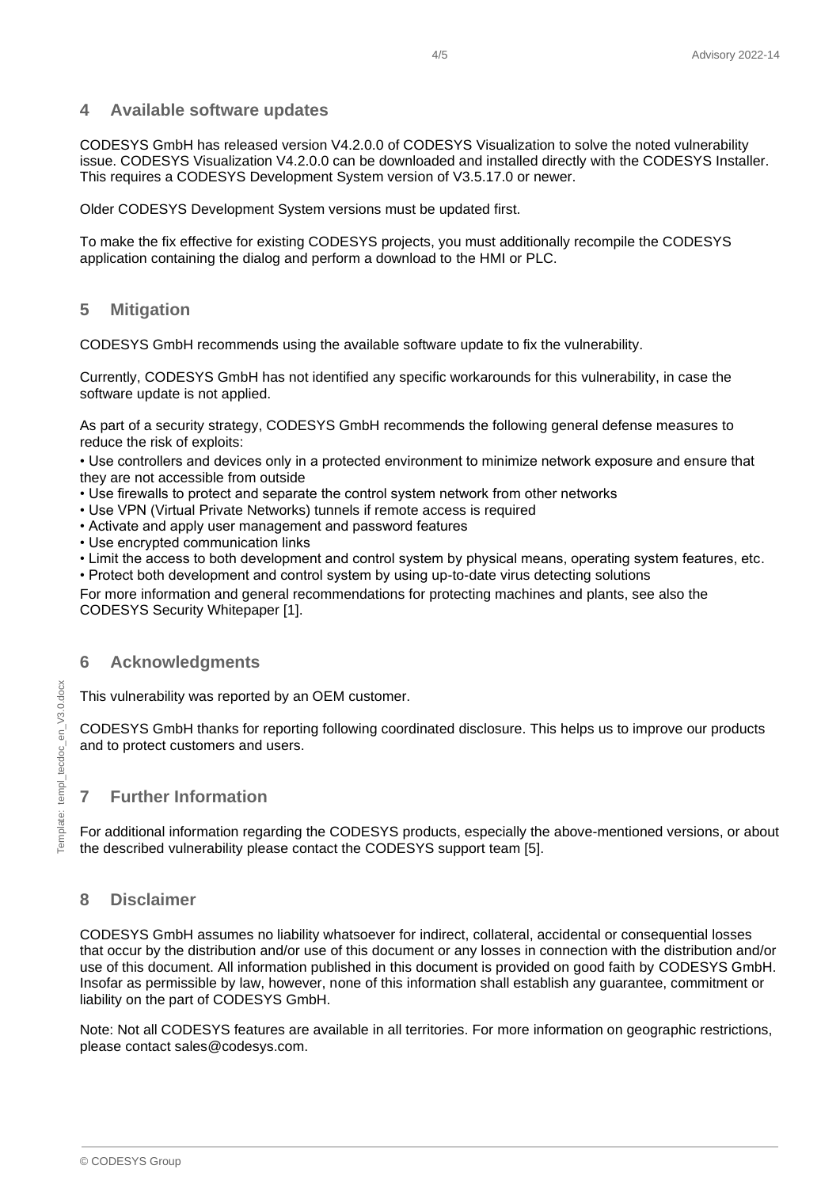## 4 Available software updates

CODESYS GmbH has released version V4.2.0.0 of CODESYS Visualization to solve the noted vulnerability issue. CODESYS Visualization V4.2.0.0 can be downloaded and installed directly with the CODESYS Installer. This requires a CODESYS Development System version of V3.5.17.0 or newer.

Older CODESYS Development System versions must be updated first.

To make the fix effective for existing CODESYS projects, you must additionally recompile the CODESYS application containing the dialog and perform a download to the HMI or PLC.

## 5 Mitigation

CODESYS GmbH recommends using the available software update to fix the vulnerability.

Currently, CODESYS GmbH has not identified any specific workarounds for this vulnerability, in case the software update is not applied.

As part of a security strategy, CODESYS GmbH recommends the following general defense measures to reduce the risk of exploits:

- Use controllers and devices only in a protected environment to minimize network exposure and ensure that they are not accessible from outside
- Use firewalls to protect and separate the control system network from other networks
- Use VPN (Virtual Private Networks) tunnels if remote access is required
- Activate and apply user management and password features
- Use encrypted communication links
- Limit the access to both development and control system by physical means, operating system features, etc.
- Protect both development and control system by using up-to-date virus detecting solutions

For more information and general recommendations for protecting machines and plants, see also the CODESYS Security Whitepaper [1].

## 6 Acknowledgments

This vulnerability was reported by an OEM customer.

CODESYS GmbH thanks for reporting following coordinated disclosure. This helps us to improve our products and to protect customers and users.

## 7 Further Information

For additional information regarding the CODESYS products, especially the above-mentioned versions, or about the described vulnerability please contact the CODESYS support team [5].

## 8 Disclaimer

CODESYS GmbH assumes no liability whatsoever for indirect, collateral, accidental or consequential losses that occur by the distribution and/or use of this document or any losses in connection with the distribution and/or use of this document. All information published in this document is provided on good faith by CODESYS GmbH. Insofar as permissible by law, however, none of this information shall establish any guarantee, commitment or liability on the part of CODESYS GmbH.

Note: Not all CODESYS features are available in all territories. For more information on geographic restrictions, please contact sales@codesys.com.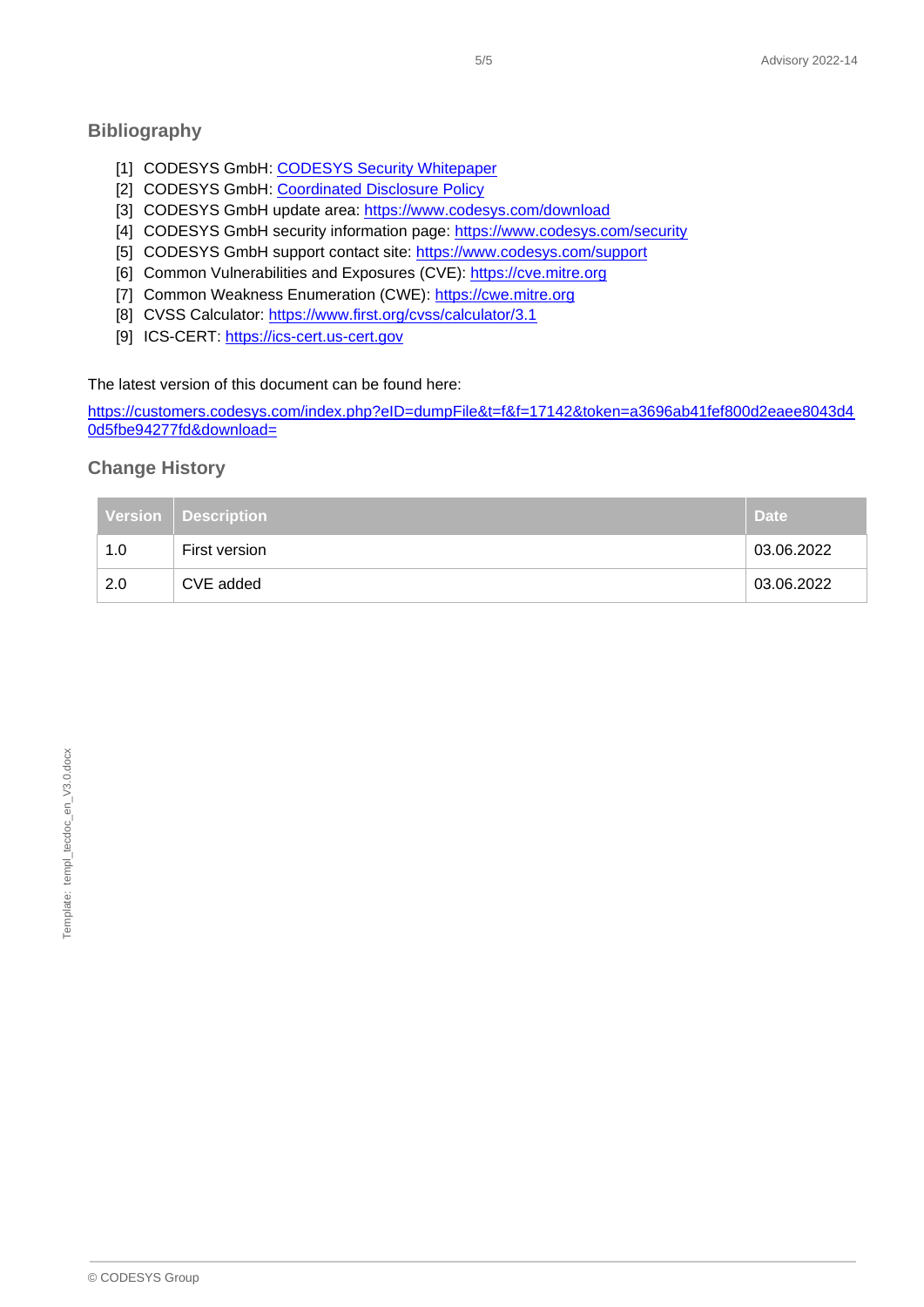## Bibliography

[1] CODESYS GmbH: CODESYS Security Whitepaper
[2] CODESYS GmbH: Coordinated Disclosure Policy
[3] CODESYS GmbH update area: https://www.codesys.com/download
[4] CODESYS GmbH security information page: https://www.codesys.com/security
[5] CODESYS GmbH support contact site: https://www.codesys.com/support
[6] Common Vulnerabilities and Exposures (CVE): https://cve.mitre.org
[7] Common Weakness Enumeration (CWE): https://cwe.mitre.org
[8] CVSS Calculator: https://www.first.org/cvss/calculator/3.1
[9] ICS-CERT: https://ics-cert.us-cert.gov

The latest version of this document can be found here:

https://customers.codesys.com/index.php?eID=dumpFile&t=f&f=17142&token=a3696ab41fef800d2eaee8043d40d5fbe94277fd&download=

## Change History

| Version | Description | Date |
|---|---|---|
| 1.0 | First version | 03.06.2022 |
| 2.0 | CVE added | 03.06.2022 |